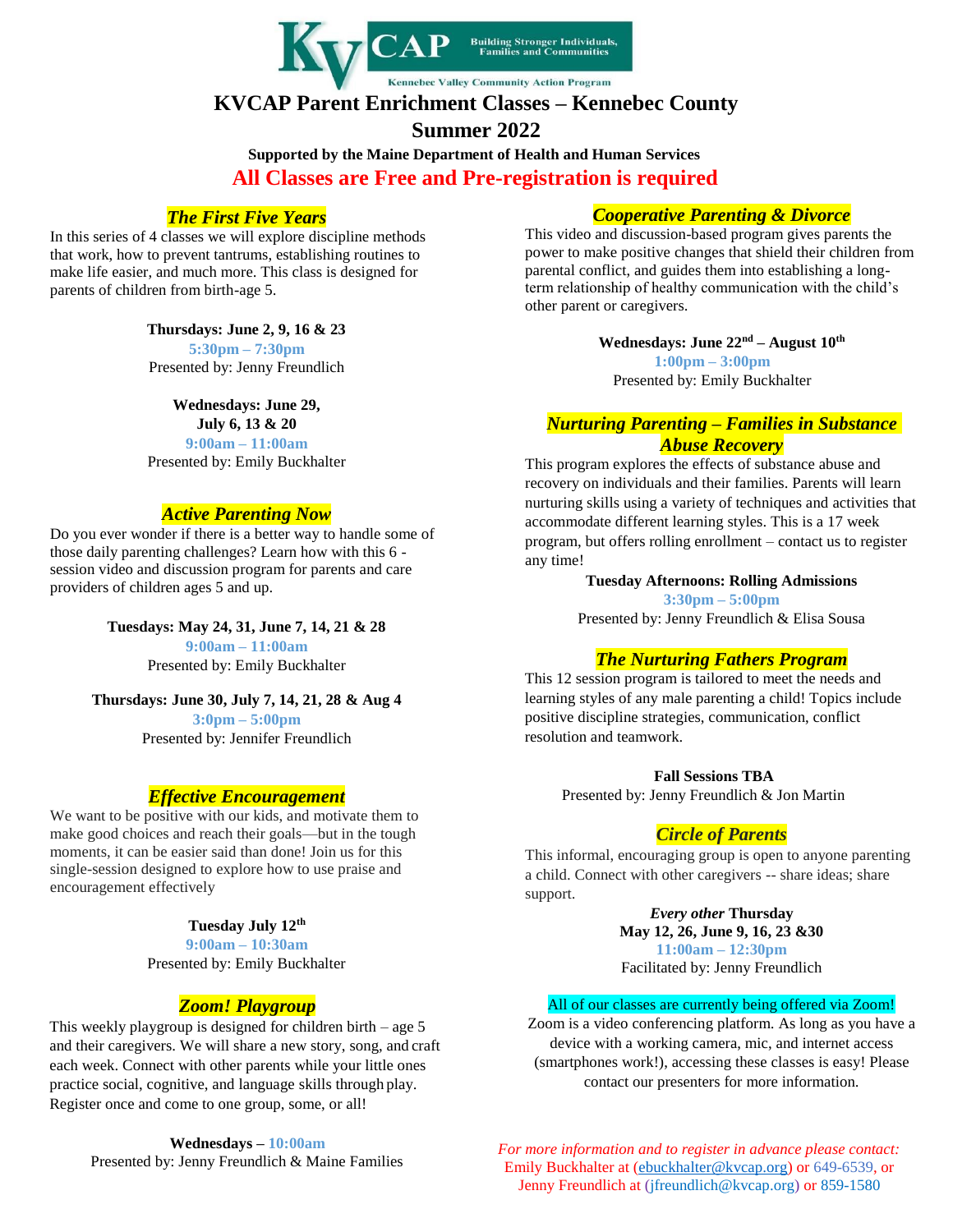KVCAP Building Stronger Individuals, Families and Communities

Kennebec Valley Community Action Program

# KVCAP Parent Enrichment Classes – Kennebec County

## Summer 2022

**Supported by the Maine Department of Health and Human Services**

**All Classes are Free and Pre-registration is required**

### *The First Five Years*

In this series of 4 classes we will explore discipline methods that work, how to prevent tantrums, establishing routines to make life easier, and much more. This class is designed for parents of children from birth-age 5.

**Thursdays: June 2, 9, 16 & 23**
**5:30pm – 7:30pm**
Presented by: Jenny Freundlich

**Wednesdays: June 29, July 6, 13 & 20**
**9:00am – 11:00am**
Presented by: Emily Buckhalter

### *Active Parenting Now*

Do you ever wonder if there is a better way to handle some of those daily parenting challenges? Learn how with this 6 - session video and discussion program for parents and care providers of children ages 5 and up.

**Tuesdays: May 24, 31, June 7, 14, 21 & 28**
**9:00am – 11:00am**
Presented by: Emily Buckhalter

**Thursdays: June 30, July 7, 14, 21, 28 & Aug 4**
**3:0pm – 5:00pm**
Presented by: Jennifer Freundlich

### *Effective Encouragement*

We want to be positive with our kids, and motivate them to make good choices and reach their goals—but in the tough moments, it can be easier said than done! Join us for this single-session designed to explore how to use praise and encouragement effectively

**Tuesday July 12th**
**9:00am – 10:30am**
Presented by: Emily Buckhalter

### *Zoom! Playgroup*

This weekly playgroup is designed for children birth – age 5 and their caregivers. We will share a new story, song, and craft each week. Connect with other parents while your little ones practice social, cognitive, and language skills through play. Register once and come to one group, some, or all!

**Wednesdays – 10:00am**
Presented by: Jenny Freundlich & Maine Families

### *Cooperative Parenting & Divorce*

This video and discussion-based program gives parents the power to make positive changes that shield their children from parental conflict, and guides them into establishing a long-term relationship of healthy communication with the child's other parent or caregivers.

**Wednesdays: June 22nd – August 10th**
**1:00pm – 3:00pm**
Presented by: Emily Buckhalter

### *Nurturing Parenting – Families in Substance Abuse Recovery*

This program explores the effects of substance abuse and recovery on individuals and their families. Parents will learn nurturing skills using a variety of techniques and activities that accommodate different learning styles. This is a 17 week program, but offers rolling enrollment – contact us to register any time!

**Tuesday Afternoons: Rolling Admissions**
**3:30pm – 5:00pm**
Presented by: Jenny Freundlich & Elisa Sousa

### *The Nurturing Fathers Program*

This 12 session program is tailored to meet the needs and learning styles of any male parenting a child! Topics include positive discipline strategies, communication, conflict resolution and teamwork.

**Fall Sessions TBA**
Presented by: Jenny Freundlich & Jon Martin

### *Circle of Parents*

This informal, encouraging group is open to anyone parenting a child. Connect with other caregivers -- share ideas; share support.

***Every other* Thursday**
**May 12, 26, June 9, 16, 23 &30**
**11:00am – 12:30pm**
Facilitated by: Jenny Freundlich

All of our classes are currently being offered via Zoom!

Zoom is a video conferencing platform. As long as you have a device with a working camera, mic, and internet access (smartphones work!), accessing these classes is easy! Please contact our presenters for more information.

*For more information and to register in advance please contact:*
Emily Buckhalter at (ebuckhalter@kvcap.org) or 649-6539, or
Jenny Freundlich at (jfreundlich@kvcap.org) or 859-1580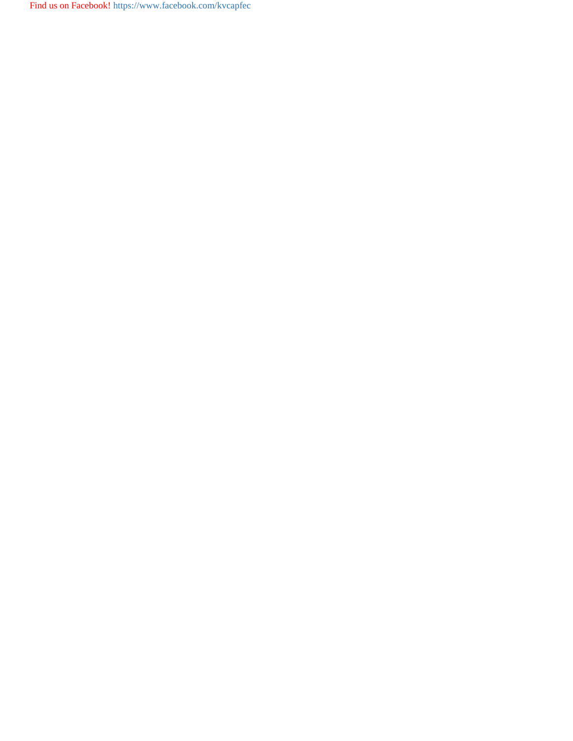Find us on Facebook! https://www.facebook.com/kvcapfec